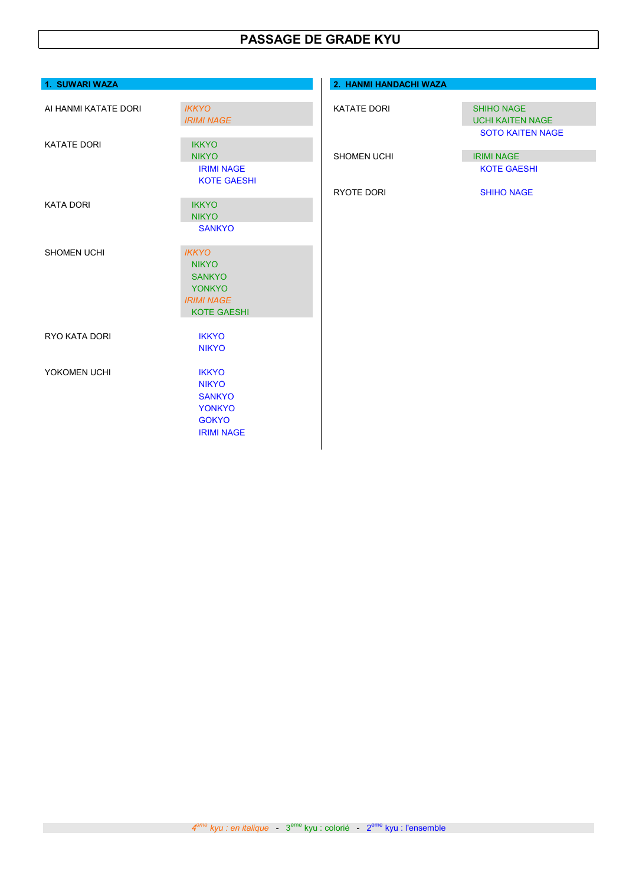# PASSAGE DE GRADE KYU

## 1. SUWARI WAZA

| Attaque | Techniques |
| --- | --- |
| AI HANMI KATATE DORI | *IKKYO*<br>*IRIMI NAGE* |
| KATATE DORI | IKKYO<br>NIKYO<br>IRIMI NAGE<br>KOTE GAESHI |
| KATA DORI | IKKYO<br>NIKYO<br>SANKYO |
| SHOMEN UCHI | *IKKYO*<br>NIKYO<br>SANKYO<br>YONKYO<br>*IRIMI NAGE*<br>KOTE GAESHI |
| RYO KATA DORI | IKKYO<br>NIKYO |
| YOKOMEN UCHI | IKKYO<br>NIKYO<br>SANKYO<br>YONKYO<br>GOKYO<br>IRIMI NAGE |

## 2. HANMI HANDACHI WAZA

| Attaque | Techniques |
| --- | --- |
| KATATE DORI | SHIHO NAGE<br>UCHI KAITEN NAGE<br>SOTO KAITEN NAGE |
| SHOMEN UCHI | IRIMI NAGE<br>KOTE GAESHI |
| RYOTE DORI | SHIHO NAGE |

*4ème kyu : en italique* - 3ème kyu : colorié - 2ème kyu : l'ensemble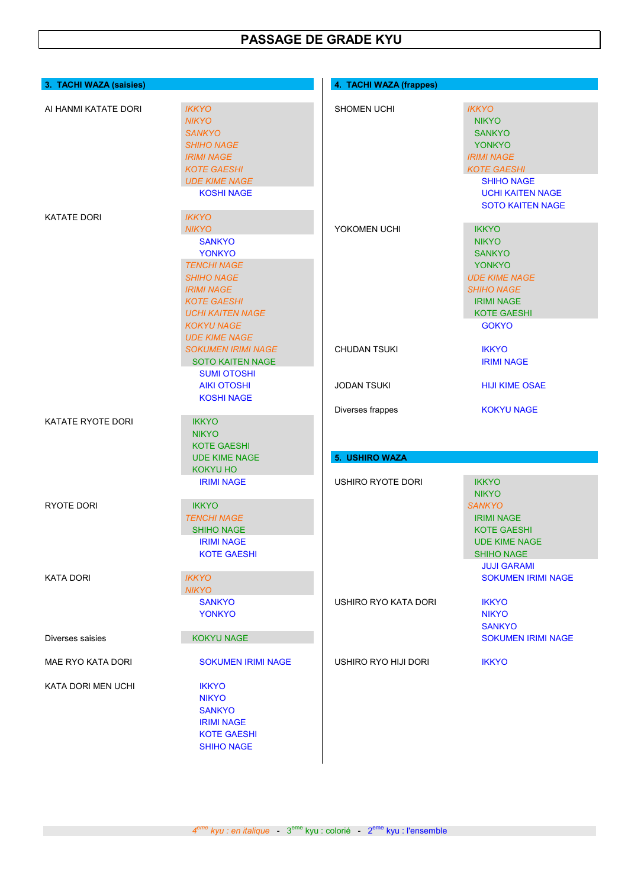# PASSAGE DE GRADE KYU

## 3. TACHI WAZA (saisies)

| | |
|---|---|
| AI HANMI KATATE DORI | *IKKYO* |
| | *NIKYO* |
| | *SANKYO* |
| | *SHIHO NAGE* |
| | *IRIMI NAGE* |
| | *KOTE GAESHI* |
| | *UDE KIME NAGE* |
| | KOSHI NAGE |
| KATATE DORI | *IKKYO* |
| | *NIKYO* |
| | SANKYO |
| | YONKYO |
| | *TENCHI NAGE* |
| | *SHIHO NAGE* |
| | *IRIMI NAGE* |
| | *KOTE GAESHI* |
| | *UCHI KAITEN NAGE* |
| | *KOKYU NAGE* |
| | *UDE KIME NAGE* |
| | *SOKUMEN IRIMI NAGE* |
| | SOTO KAITEN NAGE |
| | SUMI OTOSHI |
| | AIKI OTOSHI |
| | KOSHI NAGE |
| KATATE RYOTE DORI | IKKYO |
| | NIKYO |
| | KOTE GAESHI |
| | UDE KIME NAGE |
| | KOKYU HO |
| | IRIMI NAGE |
| RYOTE DORI | IKKYO |
| | *TENCHI NAGE* |
| | SHIHO NAGE |
| | IRIMI NAGE |
| | KOTE GAESHI |
| KATA DORI | *IKKYO* |
| | *NIKYO* |
| | SANKYO |
| | YONKYO |
| Diverses saisies | KOKYU NAGE |
| MAE RYO KATA DORI | SOKUMEN IRIMI NAGE |
| KATA DORI MEN UCHI | IKKYO |
| | NIKYO |
| | SANKYO |
| | IRIMI NAGE |
| | KOTE GAESHI |
| | SHIHO NAGE |

## 4. TACHI WAZA (frappes)

| | |
|---|---|
| SHOMEN UCHI | *IKKYO* |
| | NIKYO |
| | SANKYO |
| | YONKYO |
| | *IRIMI NAGE* |
| | *KOTE GAESHI* |
| | SHIHO NAGE |
| | UCHI KAITEN NAGE |
| | SOTO KAITEN NAGE |
| YOKOMEN UCHI | IKKYO |
| | NIKYO |
| | SANKYO |
| | YONKYO |
| | *UDE KIME NAGE* |
| | *SHIHO NAGE* |
| | IRIMI NAGE |
| | KOTE GAESHI |
| | GOKYO |
| CHUDAN TSUKI | IKKYO |
| | IRIMI NAGE |
| JODAN TSUKI | HIJI KIME OSAE |
| Diverses frappes | KOKYU NAGE |

## 5. USHIRO WAZA

| | |
|---|---|
| USHIRO RYOTE DORI | IKKYO |
| | NIKYO |
| | *SANKYO* |
| | IRIMI NAGE |
| | KOTE GAESHI |
| | UDE KIME NAGE |
| | SHIHO NAGE |
| | JUJI GARAMI |
| | SOKUMEN IRIMI NAGE |
| USHIRO RYO KATA DORI | IKKYO |
| | NIKYO |
| | SANKYO |
| | SOKUMEN IRIMI NAGE |
| USHIRO RYO HIJI DORI | IKKYO |

*4ème kyu : en italique* - 3ème kyu : colorié - 2ème kyu : l'ensemble